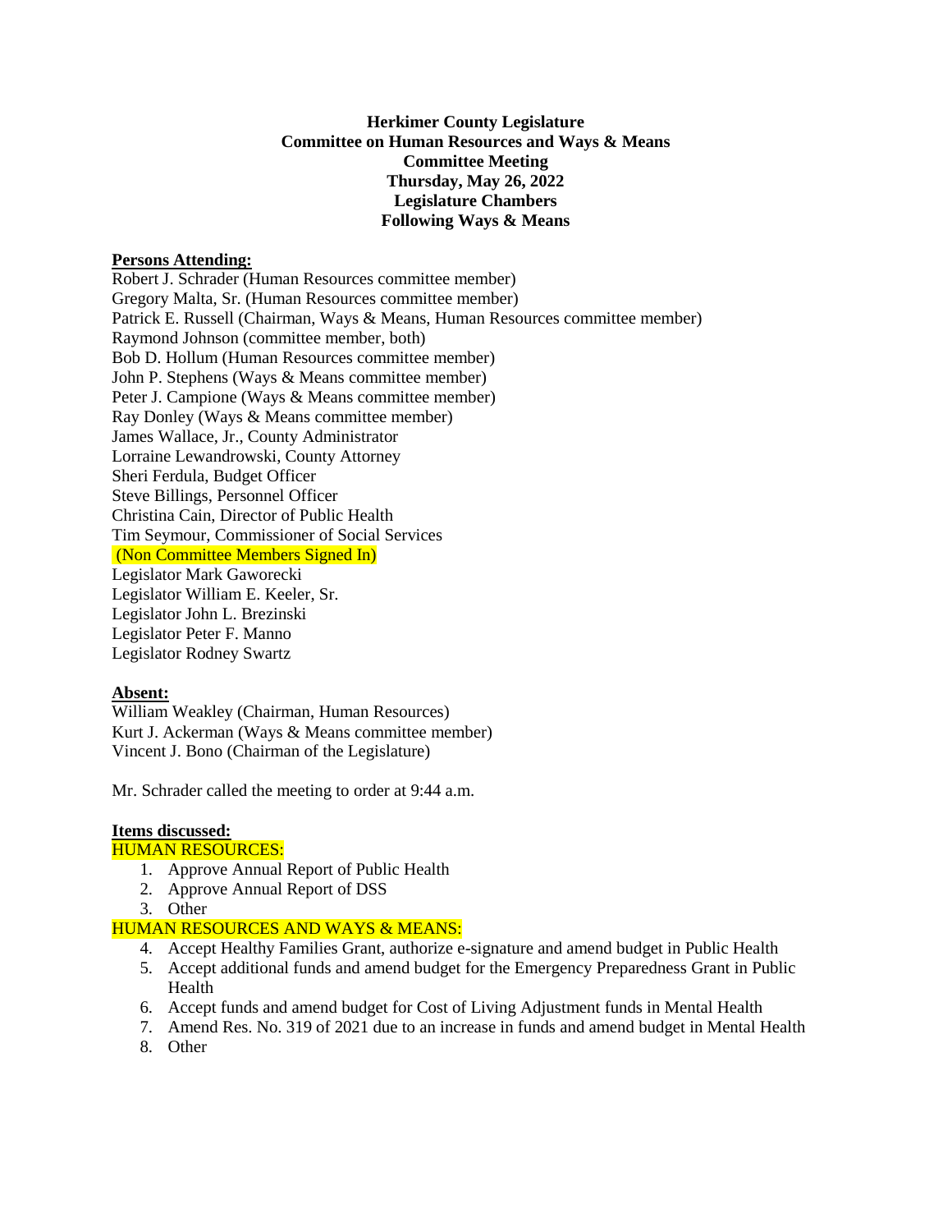**Herkimer County Legislature**
**Committee on Human Resources and Ways & Means**
**Committee Meeting**
**Thursday, May 26, 2022**
**Legislature Chambers**
**Following Ways & Means**

**Persons Attending:**

Robert J. Schrader (Human Resources committee member)
Gregory Malta, Sr. (Human Resources committee member)
Patrick E. Russell (Chairman, Ways & Means, Human Resources committee member)
Raymond Johnson (committee member, both)
Bob D. Hollum (Human Resources committee member)
John P. Stephens (Ways & Means committee member)
Peter J. Campione (Ways & Means committee member)
Ray Donley (Ways & Means committee member)
James Wallace, Jr., County Administrator
Lorraine Lewandrowski, County Attorney
Sheri Ferdula, Budget Officer
Steve Billings, Personnel Officer
Christina Cain, Director of Public Health
Tim Seymour, Commissioner of Social Services
(Non Committee Members Signed In)
Legislator Mark Gaworecki
Legislator William E. Keeler, Sr.
Legislator John L. Brezinski
Legislator Peter F. Manno
Legislator Rodney Swartz

**Absent:**

William Weakley (Chairman, Human Resources)
Kurt J. Ackerman (Ways & Means committee member)
Vincent J. Bono (Chairman of the Legislature)

Mr. Schrader called the meeting to order at 9:44 a.m.

**Items discussed:**

HUMAN RESOURCES:

1. Approve Annual Report of Public Health
2. Approve Annual Report of DSS
3. Other

HUMAN RESOURCES AND WAYS & MEANS:

4. Accept Healthy Families Grant, authorize e-signature and amend budget in Public Health
5. Accept additional funds and amend budget for the Emergency Preparedness Grant in Public Health
6. Accept funds and amend budget for Cost of Living Adjustment funds in Mental Health
7. Amend Res. No. 319 of 2021 due to an increase in funds and amend budget in Mental Health
8. Other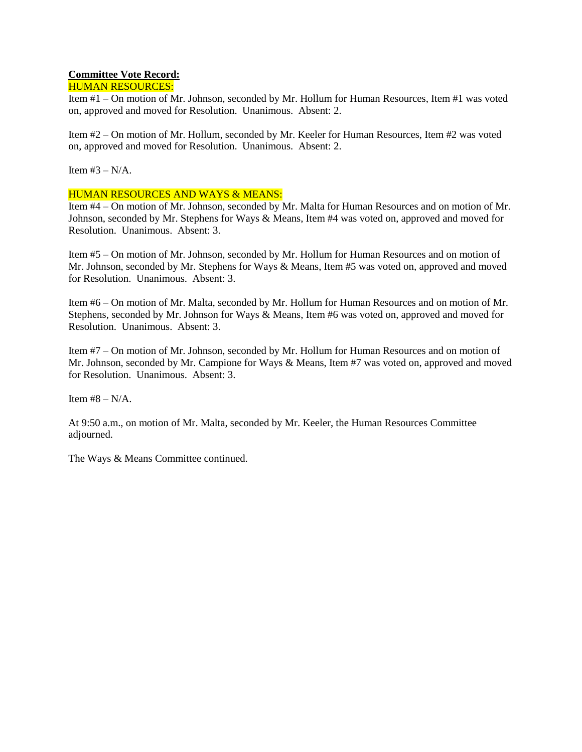**Committee Vote Record:**

HUMAN RESOURCES:

Item #1 – On motion of Mr. Johnson, seconded by Mr. Hollum for Human Resources, Item #1 was voted on, approved and moved for Resolution. Unanimous. Absent: 2.

Item #2 – On motion of Mr. Hollum, seconded by Mr. Keeler for Human Resources, Item #2 was voted on, approved and moved for Resolution. Unanimous. Absent: 2.

Item #3 – N/A.

HUMAN RESOURCES AND WAYS & MEANS:

Item #4 – On motion of Mr. Johnson, seconded by Mr. Malta for Human Resources and on motion of Mr. Johnson, seconded by Mr. Stephens for Ways & Means, Item #4 was voted on, approved and moved for Resolution. Unanimous. Absent: 3.

Item #5 – On motion of Mr. Johnson, seconded by Mr. Hollum for Human Resources and on motion of Mr. Johnson, seconded by Mr. Stephens for Ways & Means, Item #5 was voted on, approved and moved for Resolution. Unanimous. Absent: 3.

Item #6 – On motion of Mr. Malta, seconded by Mr. Hollum for Human Resources and on motion of Mr. Stephens, seconded by Mr. Johnson for Ways & Means, Item #6 was voted on, approved and moved for Resolution. Unanimous. Absent: 3.

Item #7 – On motion of Mr. Johnson, seconded by Mr. Hollum for Human Resources and on motion of Mr. Johnson, seconded by Mr. Campione for Ways & Means, Item #7 was voted on, approved and moved for Resolution. Unanimous. Absent: 3.

Item #8 – N/A.

At 9:50 a.m., on motion of Mr. Malta, seconded by Mr. Keeler, the Human Resources Committee adjourned.

The Ways & Means Committee continued.